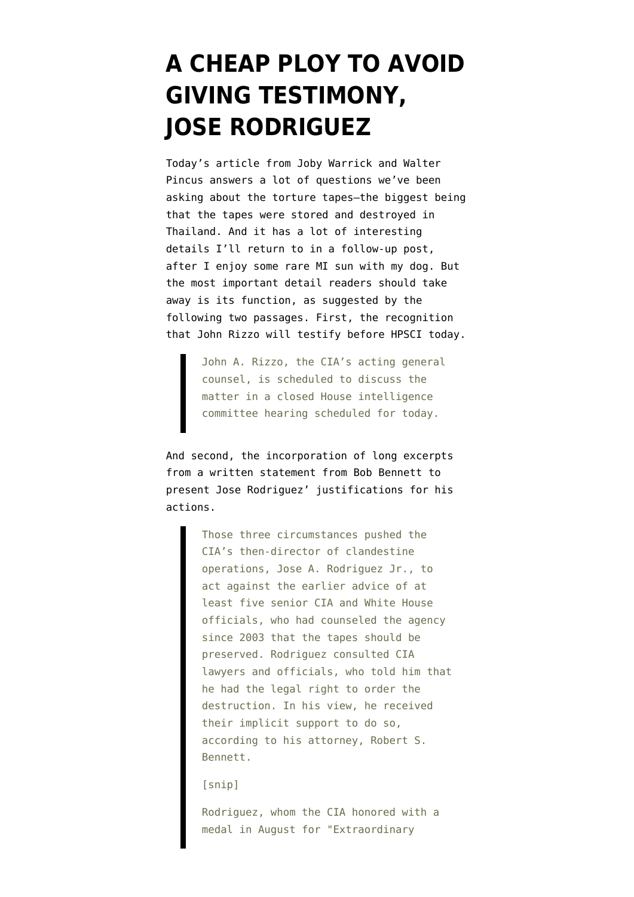# A CHEAP PLOY TO AVOID GIVING TESTIMONY, JOSE RODRIGUEZ

Today's article from Joby Warrick and Walter Pincus answers a lot of questions we've been asking about the torture tapes—the biggest being that the tapes were stored and destroyed in Thailand. And it has a lot of interesting details I'll return to in a follow-up post, after I enjoy some rare MI sun with my dog. But the most important detail readers should take away is its function, as suggested by the following two passages. First, the recognition that John Rizzo will testify before HPSCI today.

> John A. Rizzo, the CIA's acting general counsel, is scheduled to discuss the matter in a closed House intelligence committee hearing scheduled for today.

And second, the incorporation of long excerpts from a written statement from Bob Bennett to present Jose Rodriguez' justifications for his actions.

> Those three circumstances pushed the CIA's then-director of clandestine operations, Jose A. Rodriguez Jr., to act against the earlier advice of at least five senior CIA and White House officials, who had counseled the agency since 2003 that the tapes should be preserved. Rodriguez consulted CIA lawyers and officials, who told him that he had the legal right to order the destruction. In his view, he received their implicit support to do so, according to his attorney, Robert S. Bennett.
>
> [snip]
>
> Rodriguez, whom the CIA honored with a medal in August for "Extraordinary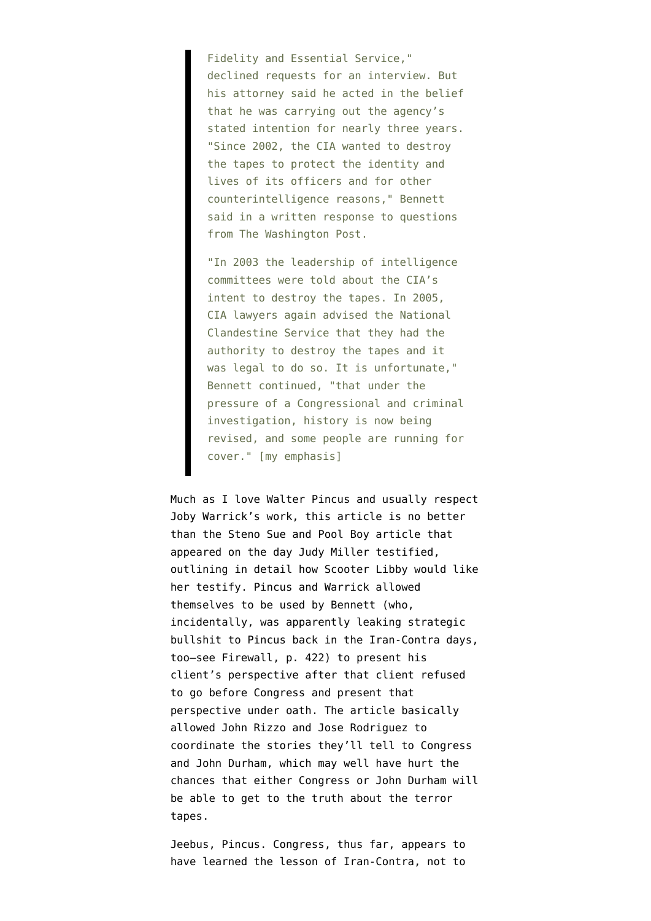> Fidelity and Essential Service," declined requests for an interview. But his attorney said he acted in the belief that he was carrying out the agency's stated intention for nearly three years. "Since 2002, the CIA wanted to destroy the tapes to protect the identity and lives of its officers and for other counterintelligence reasons," Bennett said in a written response to questions from The Washington Post.
>
> "In 2003 the leadership of intelligence committees were told about the CIA's intent to destroy the tapes. In 2005, CIA lawyers again advised the National Clandestine Service that they had the authority to destroy the tapes and it was legal to do so. It is unfortunate," Bennett continued, "that under the pressure of a Congressional and criminal investigation, history is now being revised, and some people are running for cover." [my emphasis]

Much as I love Walter Pincus and usually respect Joby Warrick's work, this article is no better than the Steno Sue and Pool Boy article that appeared on the day Judy Miller testified, outlining in detail how Scooter Libby would like her testify. Pincus and Warrick allowed themselves to be used by Bennett (who, incidentally, was apparently leaking strategic bullshit to Pincus back in the Iran-Contra days, too–see Firewall, p. 422) to present his client's perspective after that client refused to go before Congress and present that perspective under oath. The article basically allowed John Rizzo and Jose Rodriguez to coordinate the stories they'll tell to Congress and John Durham, which may well have hurt the chances that either Congress or John Durham will be able to get to the truth about the terror tapes.

Jeebus, Pincus. Congress, thus far, appears to have learned the lesson of Iran-Contra, not to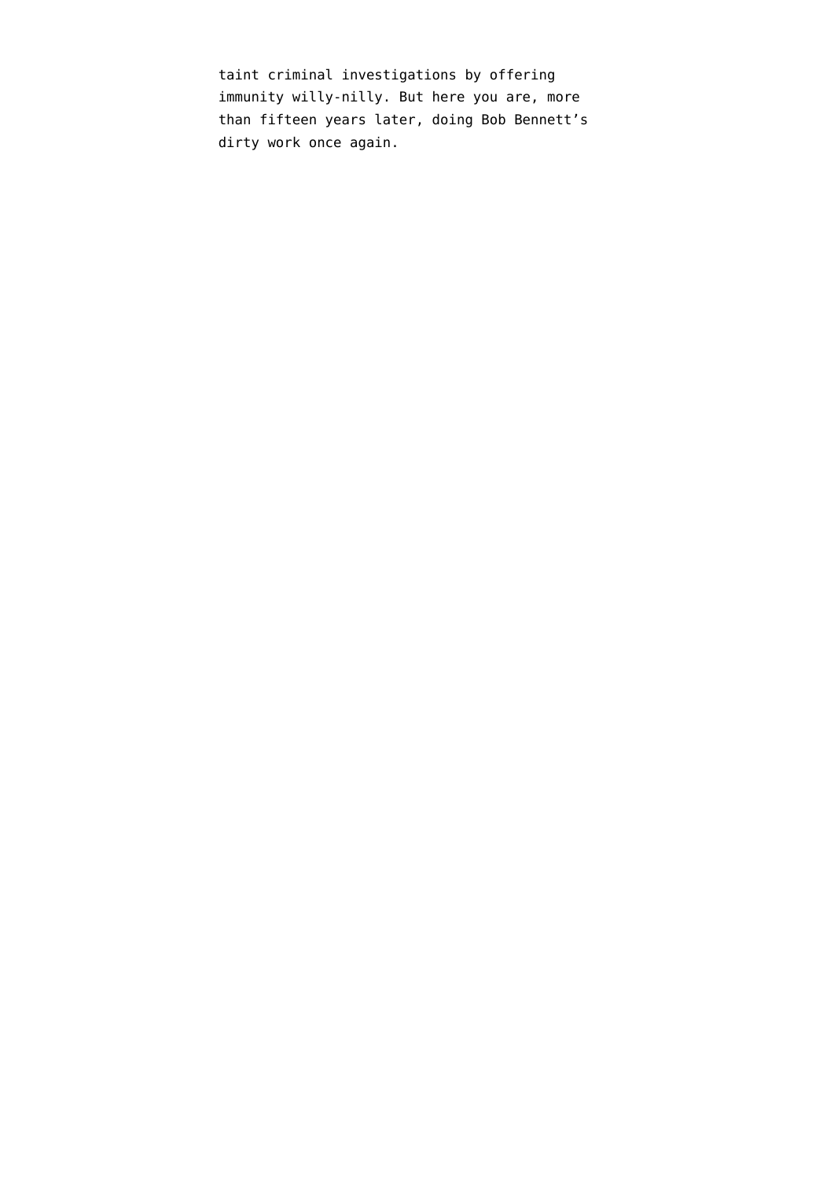taint criminal investigations by offering immunity willy-nilly. But here you are, more than fifteen years later, doing Bob Bennett's dirty work once again.